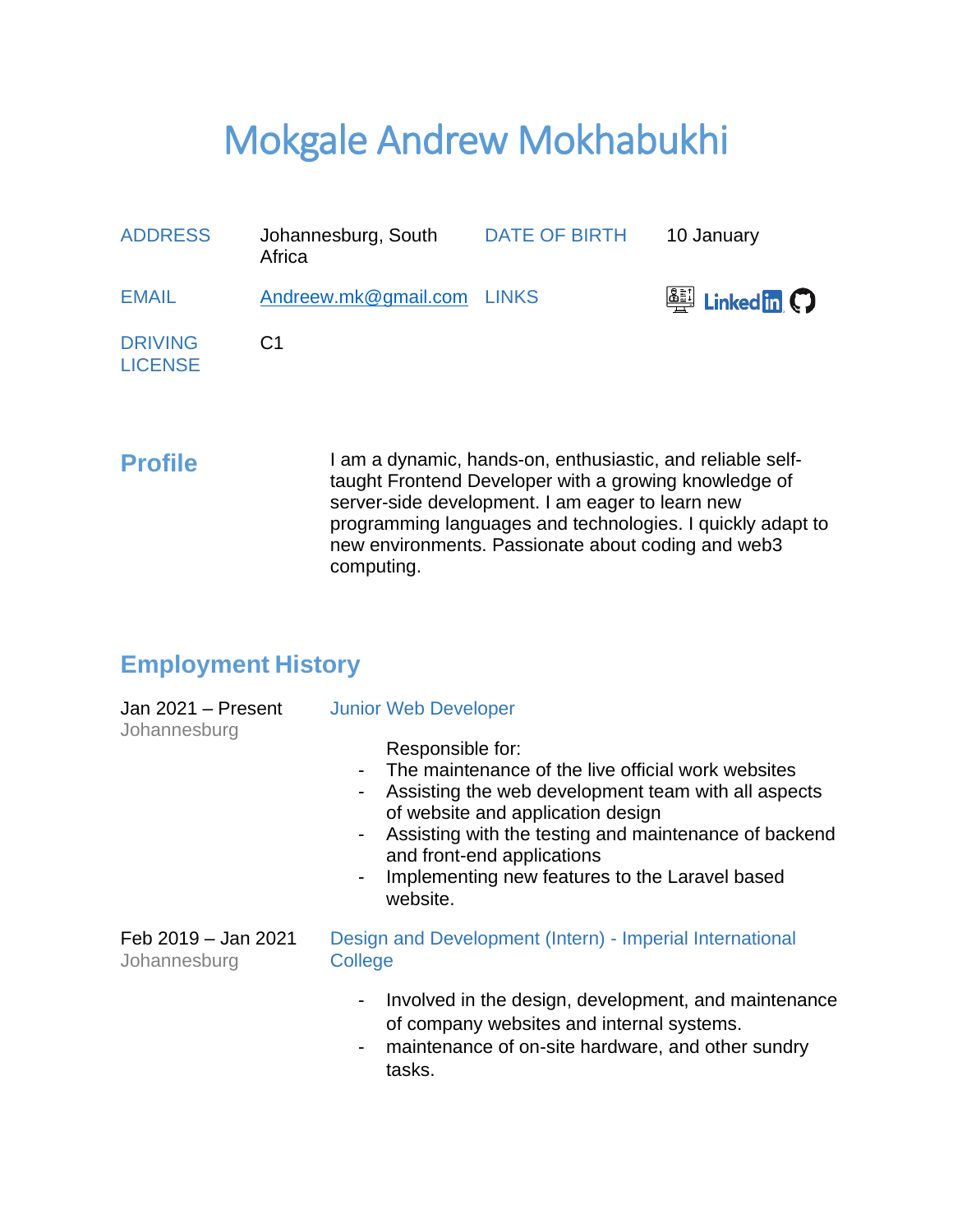# Mokgale Andrew Mokhabukhi

| | | | |
|---|---|---|---|
| ADDRESS | Johannesburg, South Africa | DATE OF BIRTH | 10 January |
| EMAIL | Andreew.mk@gmail.com | LINKS | LinkedIn |
| DRIVING LICENSE | C1 | | |

## Profile

I am a dynamic, hands-on, enthusiastic, and reliable self-taught Frontend Developer with a growing knowledge of server-side development. I am eager to learn new programming languages and technologies. I quickly adapt to new environments. Passionate about coding and web3 computing.

## Employment History

**Jan 2021 – Present**
Johannesburg

### Junior Web Developer

Responsible for:

- The maintenance of the live official work websites
- Assisting the web development team with all aspects of website and application design
- Assisting with the testing and maintenance of backend and front-end applications
- Implementing new features to the Laravel based website.

**Feb 2019 – Jan 2021**
Johannesburg

### Design and Development (Intern) - Imperial International College

- Involved in the design, development, and maintenance of company websites and internal systems.
- maintenance of on-site hardware, and other sundry tasks.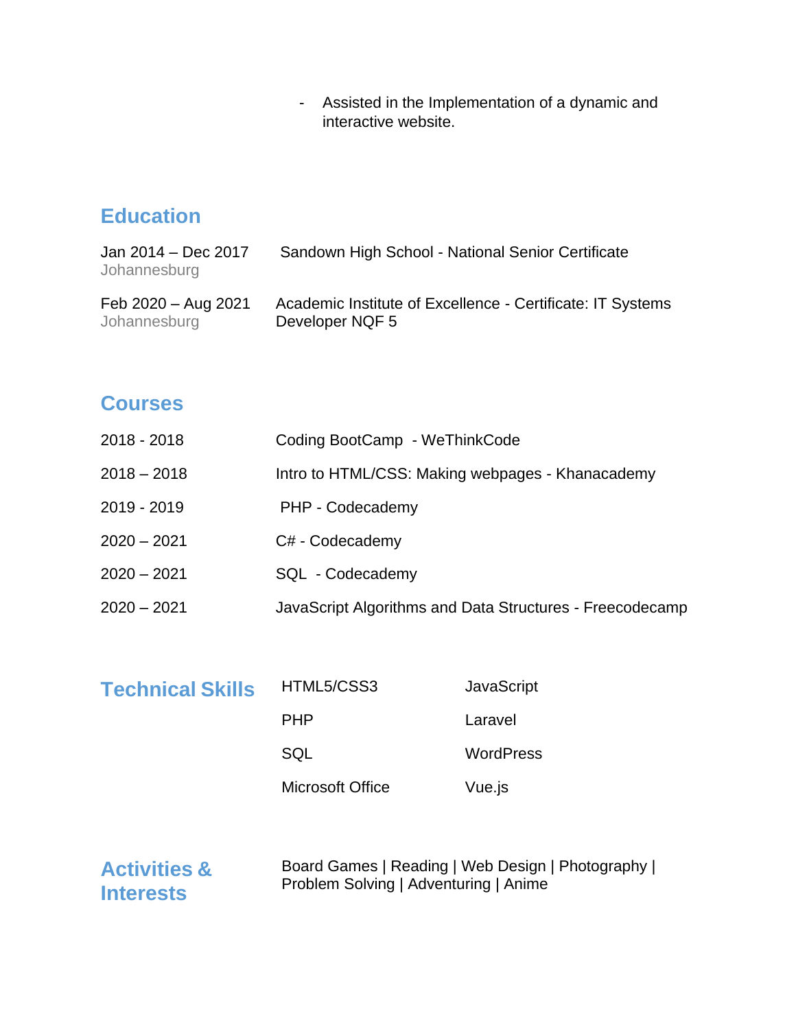- Assisted in the Implementation of a dynamic and interactive website.

## Education

| | |
|---|---|
| Jan 2014 – Dec 2017<br>Johannesburg | Sandown High School - National Senior Certificate |
| Feb 2020 – Aug 2021<br>Johannesburg | Academic Institute of Excellence - Certificate: IT Systems Developer NQF 5 |

## Courses

| | |
|---|---|
| 2018 - 2018 | Coding BootCamp - WeThinkCode |
| 2018 – 2018 | Intro to HTML/CSS: Making webpages - Khanacademy |
| 2019 - 2019 | PHP - Codecademy |
| 2020 – 2021 | C# - Codecademy |
| 2020 – 2021 | SQL - Codecademy |
| 2020 – 2021 | JavaScript Algorithms and Data Structures - Freecodecamp |

## Technical Skills

| | |
|---|---|
| HTML5/CSS3 | JavaScript |
| PHP | Laravel |
| SQL | WordPress |
| Microsoft Office | Vue.js |

## Activities & Interests

Board Games | Reading | Web Design | Photography | Problem Solving | Adventuring | Anime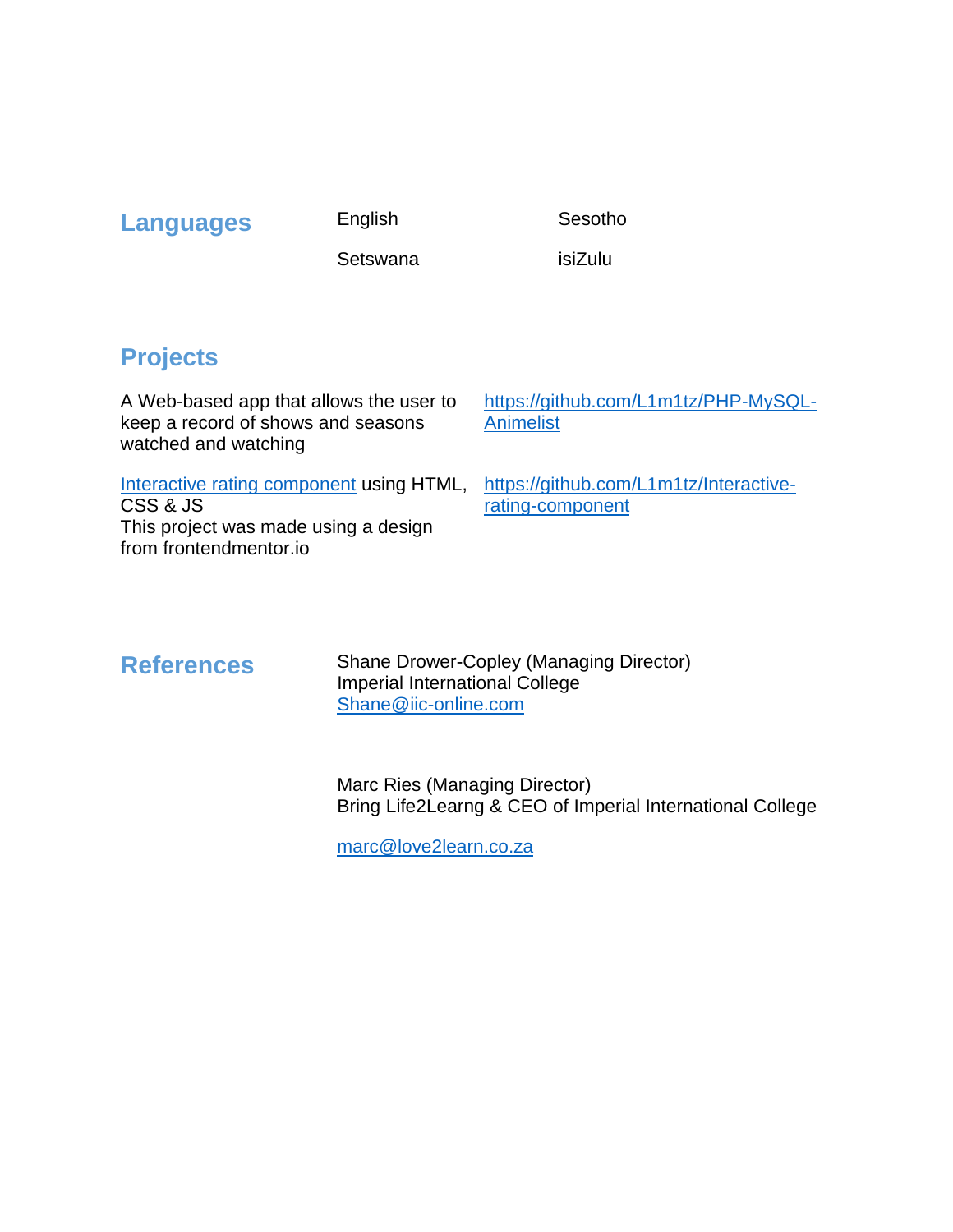## Languages

| | |
|---|---|
| English | Sesotho |
| Setswana | isiZulu |

## Projects

A Web-based app that allows the user to keep a record of shows and seasons watched and watching

https://github.com/L1m1tz/PHP-MySQL-Animelist

[Interactive rating component](https://github.com/L1m1tz/Interactive-rating-component) using HTML, CSS & JS
This project was made using a design from frontendmentor.io

https://github.com/L1m1tz/Interactive-rating-component

## References

Shane Drower-Copley (Managing Director)
Imperial International College
Shane@iic-online.com

Marc Ries (Managing Director)
Bring Life2Learng & CEO of Imperial International College

marc@love2learn.co.za